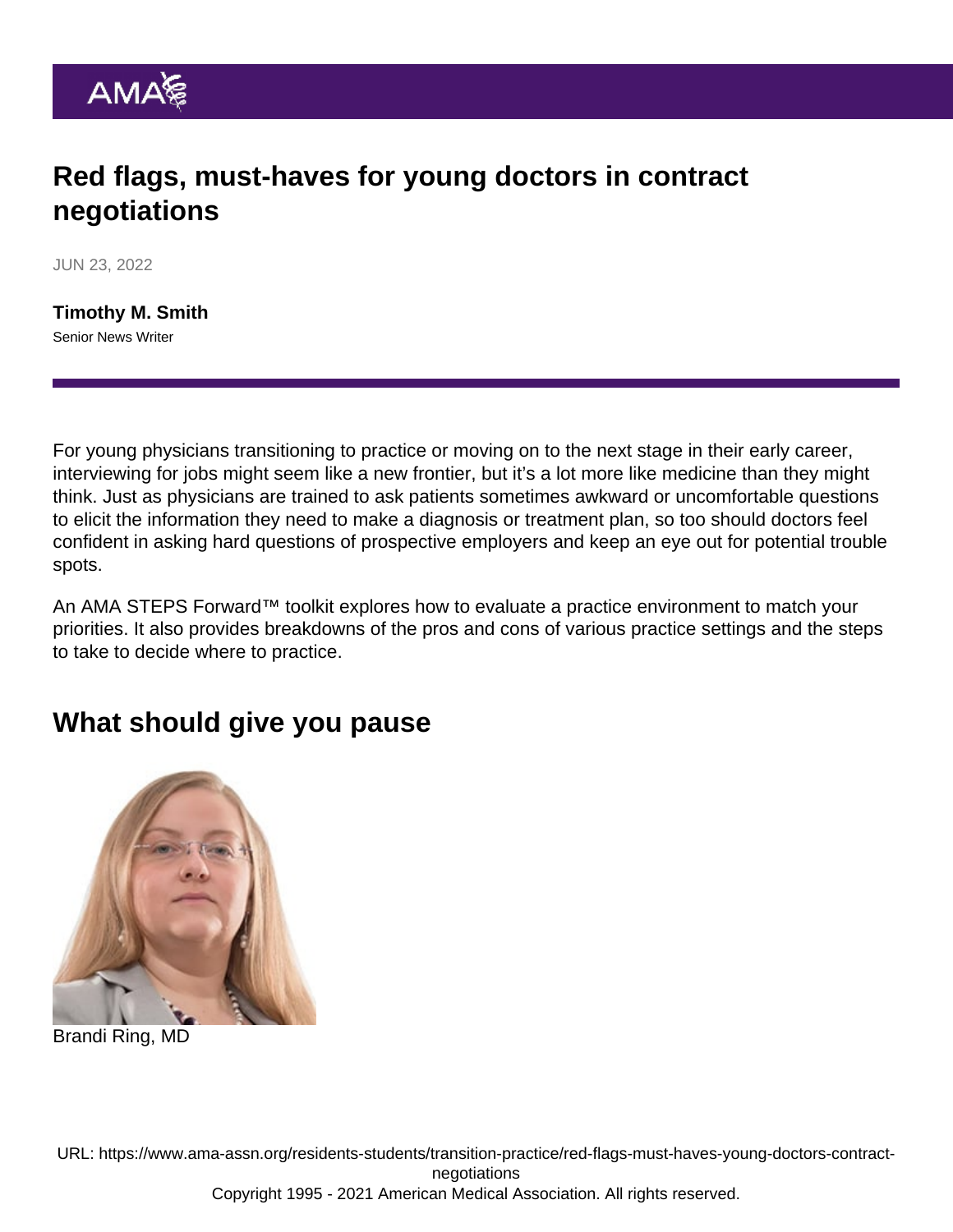# Red flags, must-haves for young doctors in contract negotiations

JUN 23, 2022

**Timothy M. Smith**
Senior News Writer

For young physicians transitioning to practice or moving on to the next stage in their early career, interviewing for jobs might seem like a new frontier, but it's a lot more like medicine than they might think. Just as physicians are trained to ask patients sometimes awkward or uncomfortable questions to elicit the information they need to make a diagnosis or treatment plan, so too should doctors feel confident in asking hard questions of prospective employers and keep an eye out for potential trouble spots.

An AMA STEPS Forward™ toolkit explores how to evaluate a practice environment to match your priorities. It also provides breakdowns of the pros and cons of various practice settings and the steps to take to decide where to practice.

## What should give you pause

Brandi Ring, MD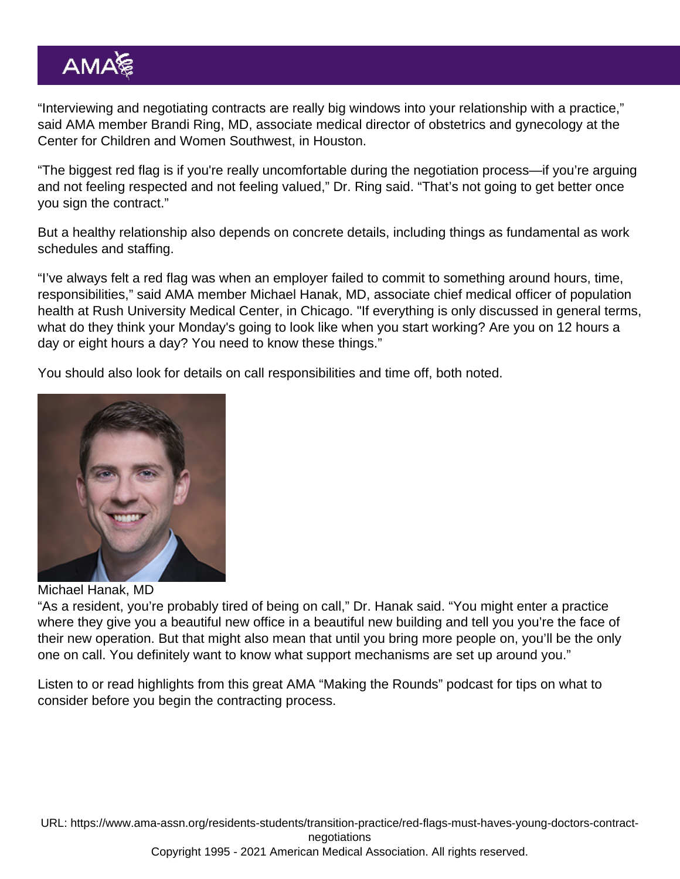"Interviewing and negotiating contracts are really big windows into your relationship with a practice," said AMA member Brandi Ring, MD, associate medical director of obstetrics and gynecology at the Center for Children and Women Southwest, in Houston.

"The biggest red flag is if you're really uncomfortable during the negotiation process—if you're arguing and not feeling respected and not feeling valued," Dr. Ring said. "That's not going to get better once you sign the contract."

But a healthy relationship also depends on concrete details, including things as fundamental as work schedules and staffing.

"I've always felt a red flag was when an employer failed to commit to something around hours, time, responsibilities," said AMA member Michael Hanak, MD, associate chief medical officer of population health at Rush University Medical Center, in Chicago. "If everything is only discussed in general terms, what do they think your Monday's going to look like when you start working? Are you on 12 hours a day or eight hours a day? You need to know these things."

You should also look for details on call responsibilities and time off, both noted.

Michael Hanak, MD

"As a resident, you're probably tired of being on call," Dr. Hanak said. "You might enter a practice where they give you a beautiful new office in a beautiful new building and tell you you're the face of their new operation. But that might also mean that until you bring more people on, you'll be the only one on call. You definitely want to know what support mechanisms are set up around you."

Listen to or read highlights from this great AMA "Making the Rounds" podcast for tips on what to consider before you begin the contracting process.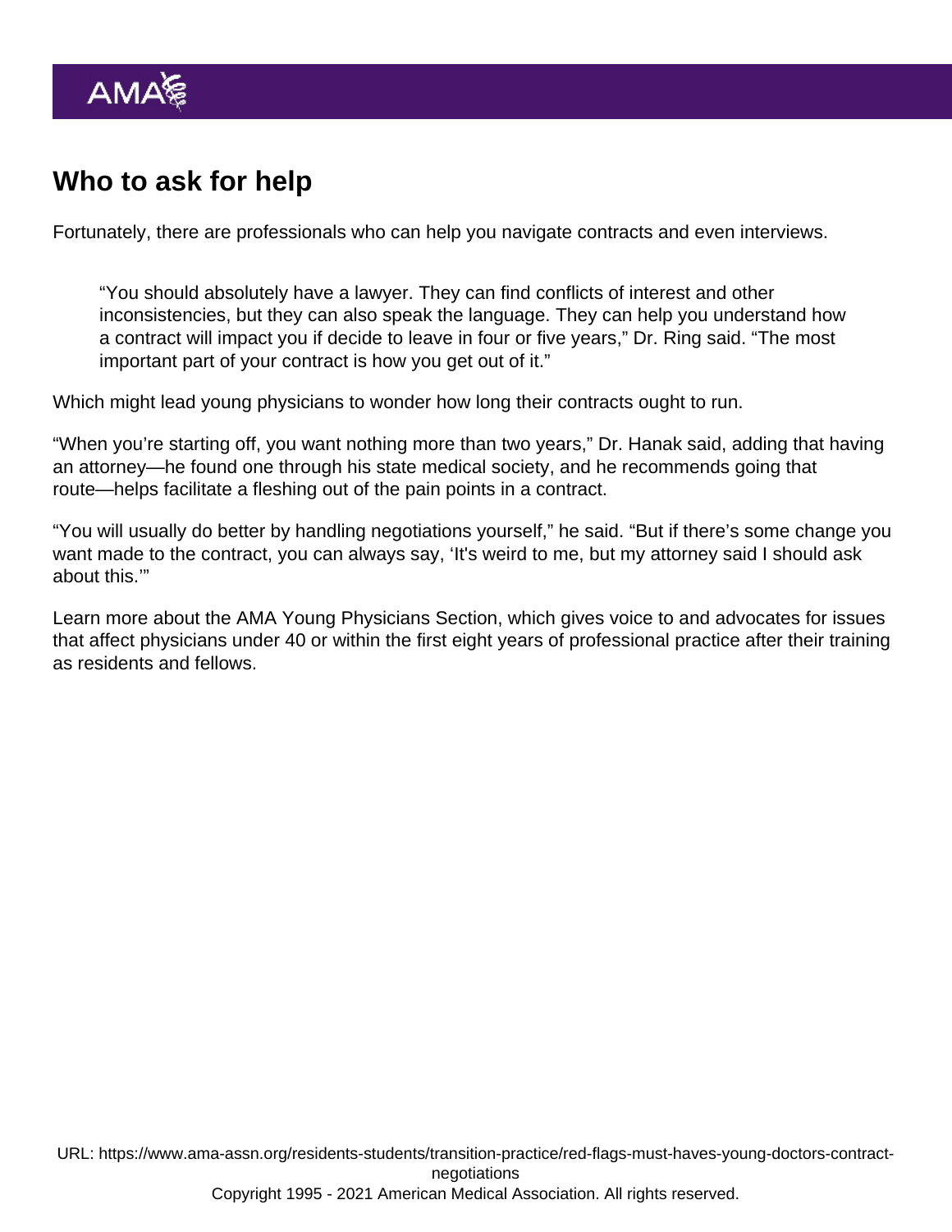## Who to ask for help

Fortunately, there are professionals who can help you navigate contracts and even interviews.

> "You should absolutely have a lawyer. They can find conflicts of interest and other inconsistencies, but they can also speak the language. They can help you understand how a contract will impact you if decide to leave in four or five years," Dr. Ring said. "The most important part of your contract is how you get out of it."

Which might lead young physicians to wonder how long their contracts ought to run.

"When you're starting off, you want nothing more than two years," Dr. Hanak said, adding that having an attorney—he found one through his state medical society, and he recommends going that route—helps facilitate a fleshing out of the pain points in a contract.

"You will usually do better by handling negotiations yourself," he said. "But if there's some change you want made to the contract, you can always say, 'It's weird to me, but my attorney said I should ask about this.'"

Learn more about the AMA Young Physicians Section, which gives voice to and advocates for issues that affect physicians under 40 or within the first eight years of professional practice after their training as residents and fellows.